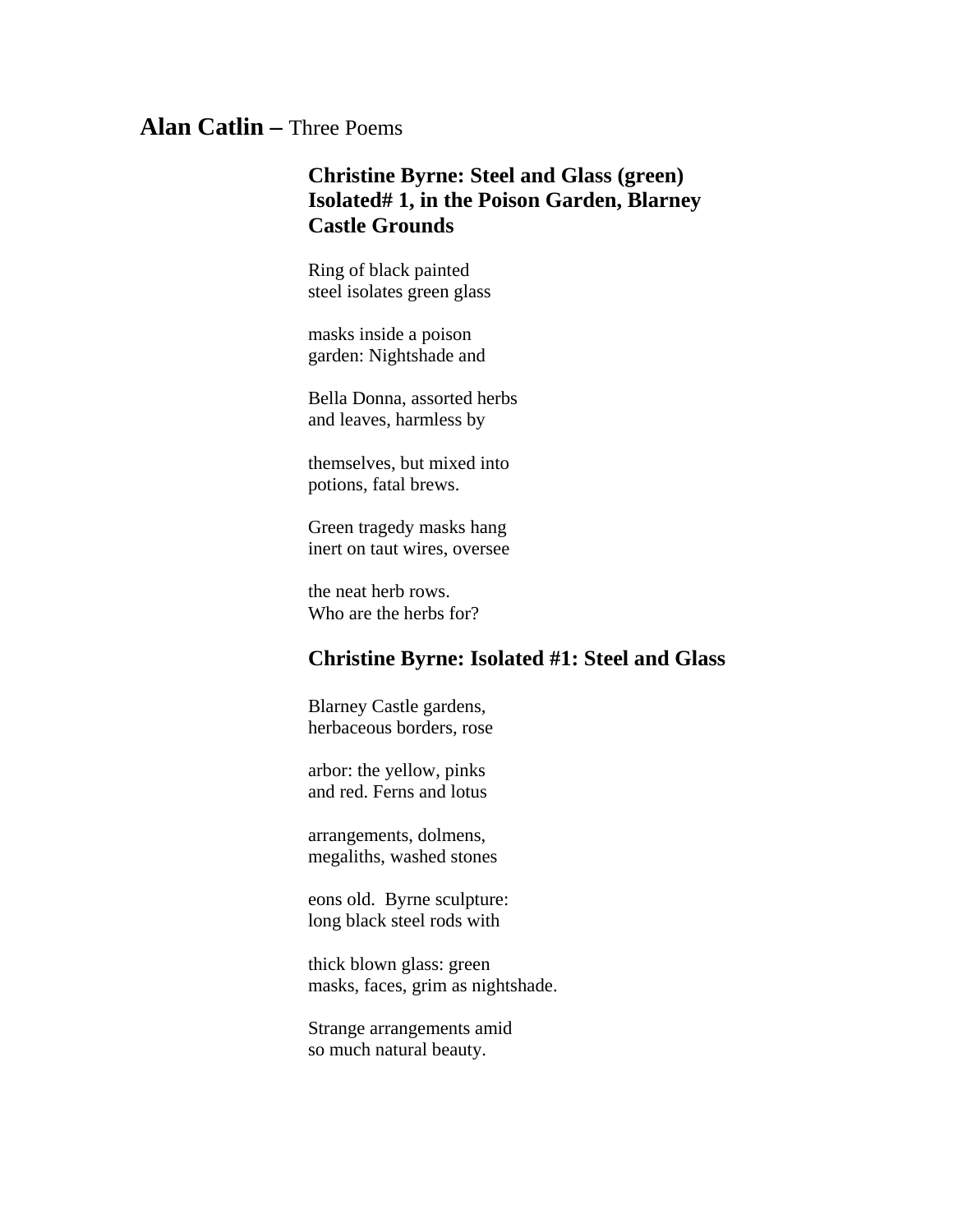## **Alan Catlin –** Three Poems

### Christine Byrne: Steel and Glass (green) Isolated# 1, in the Poison Garden, Blarney Castle Grounds

Ring of black painted  
steel isolates green glass

masks inside a poison  
garden: Nightshade and

Bella Donna, assorted herbs  
and leaves, harmless by

themselves, but mixed into  
potions, fatal brews.

Green tragedy masks hang  
inert on taut wires, oversee

the neat herb rows.  
Who are the herbs for?

### Christine Byrne: Isolated #1: Steel and Glass

Blarney Castle gardens,  
herbaceous borders, rose

arbor: the yellow, pinks  
and red. Ferns and lotus

arrangements, dolmens,  
megaliths, washed stones

eons old.  Byrne sculpture:  
long black steel rods with

thick blown glass: green  
masks, faces, grim as nightshade.

Strange arrangements amid  
so much natural beauty.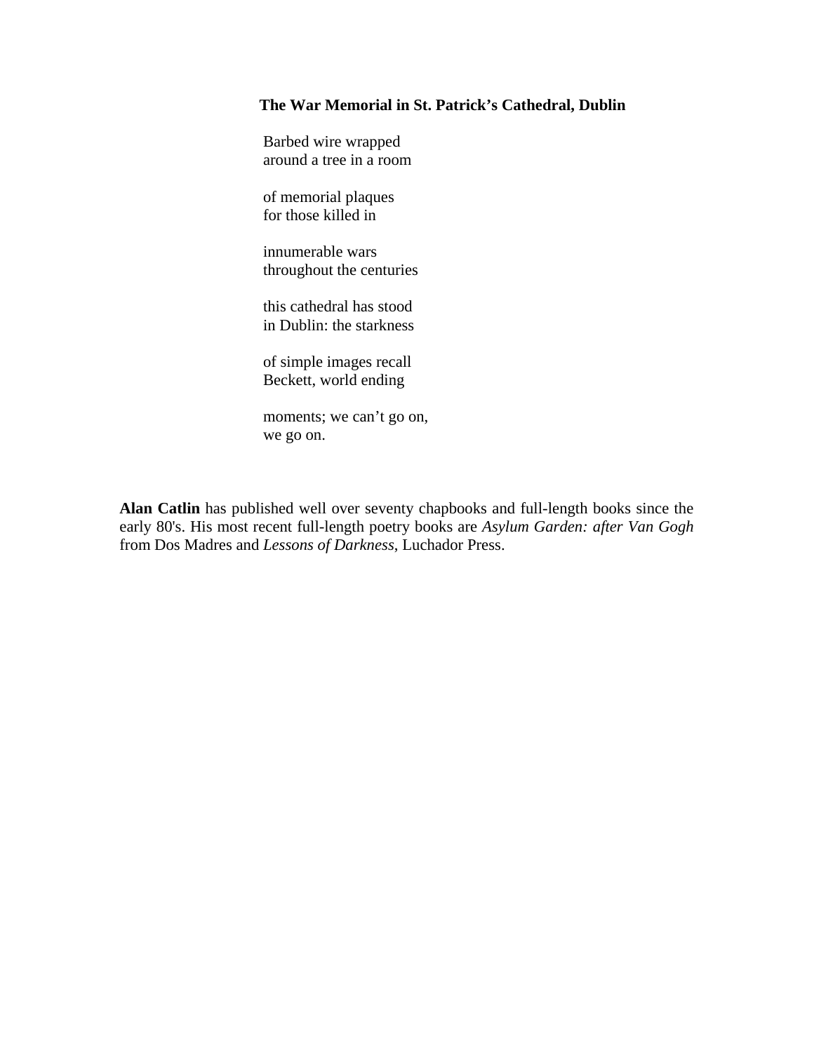**The War Memorial in St. Patrick's Cathedral, Dublin**

Barbed wire wrapped  
around a tree in a room

of memorial plaques  
for those killed in

innumerable wars  
throughout the centuries

this cathedral has stood  
in Dublin: the starkness

of simple images recall  
Beckett, world ending

moments; we can't go on,  
we go on.

**Alan Catlin** has published well over seventy chapbooks and full-length books since the early 80's. His most recent full-length poetry books are *Asylum Garden: after Van Gogh* from Dos Madres and *Lessons of Darkness*, Luchador Press.